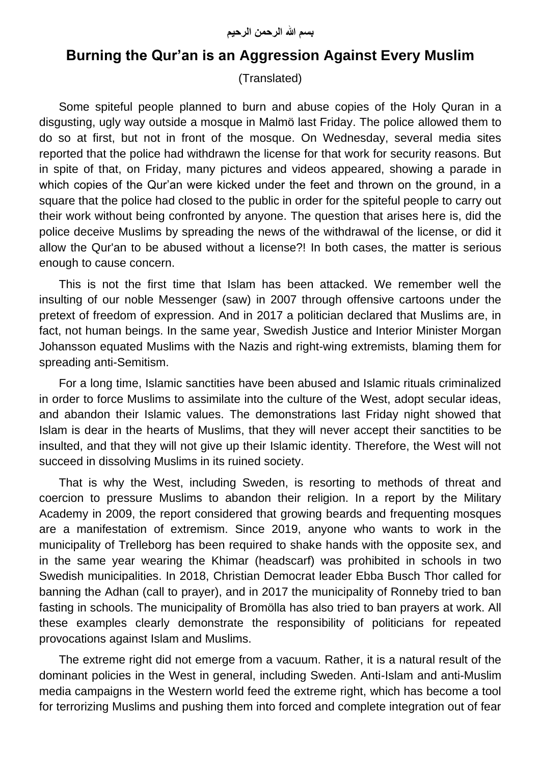بسم الله الرحمن الرحيم

# Burning the Qur'an is an Aggression Against Every Muslim

(Translated)

Some spiteful people planned to burn and abuse copies of the Holy Quran in a disgusting, ugly way outside a mosque in Malmö last Friday. The police allowed them to do so at first, but not in front of the mosque. On Wednesday, several media sites reported that the police had withdrawn the license for that work for security reasons. But in spite of that, on Friday, many pictures and videos appeared, showing a parade in which copies of the Qur'an were kicked under the feet and thrown on the ground, in a square that the police had closed to the public in order for the spiteful people to carry out their work without being confronted by anyone. The question that arises here is, did the police deceive Muslims by spreading the news of the withdrawal of the license, or did it allow the Qur'an to be abused without a license?! In both cases, the matter is serious enough to cause concern.

This is not the first time that Islam has been attacked. We remember well the insulting of our noble Messenger (saw) in 2007 through offensive cartoons under the pretext of freedom of expression. And in 2017 a politician declared that Muslims are, in fact, not human beings. In the same year, Swedish Justice and Interior Minister Morgan Johansson equated Muslims with the Nazis and right-wing extremists, blaming them for spreading anti-Semitism.

For a long time, Islamic sanctities have been abused and Islamic rituals criminalized in order to force Muslims to assimilate into the culture of the West, adopt secular ideas, and abandon their Islamic values. The demonstrations last Friday night showed that Islam is dear in the hearts of Muslims, that they will never accept their sanctities to be insulted, and that they will not give up their Islamic identity. Therefore, the West will not succeed in dissolving Muslims in its ruined society.

That is why the West, including Sweden, is resorting to methods of threat and coercion to pressure Muslims to abandon their religion. In a report by the Military Academy in 2009, the report considered that growing beards and frequenting mosques are a manifestation of extremism. Since 2019, anyone who wants to work in the municipality of Trelleborg has been required to shake hands with the opposite sex, and in the same year wearing the Khimar (headscarf) was prohibited in schools in two Swedish municipalities. In 2018, Christian Democrat leader Ebba Busch Thor called for banning the Adhan (call to prayer), and in 2017 the municipality of Ronneby tried to ban fasting in schools. The municipality of Bromölla has also tried to ban prayers at work. All these examples clearly demonstrate the responsibility of politicians for repeated provocations against Islam and Muslims.

The extreme right did not emerge from a vacuum. Rather, it is a natural result of the dominant policies in the West in general, including Sweden. Anti-Islam and anti-Muslim media campaigns in the Western world feed the extreme right, which has become a tool for terrorizing Muslims and pushing them into forced and complete integration out of fear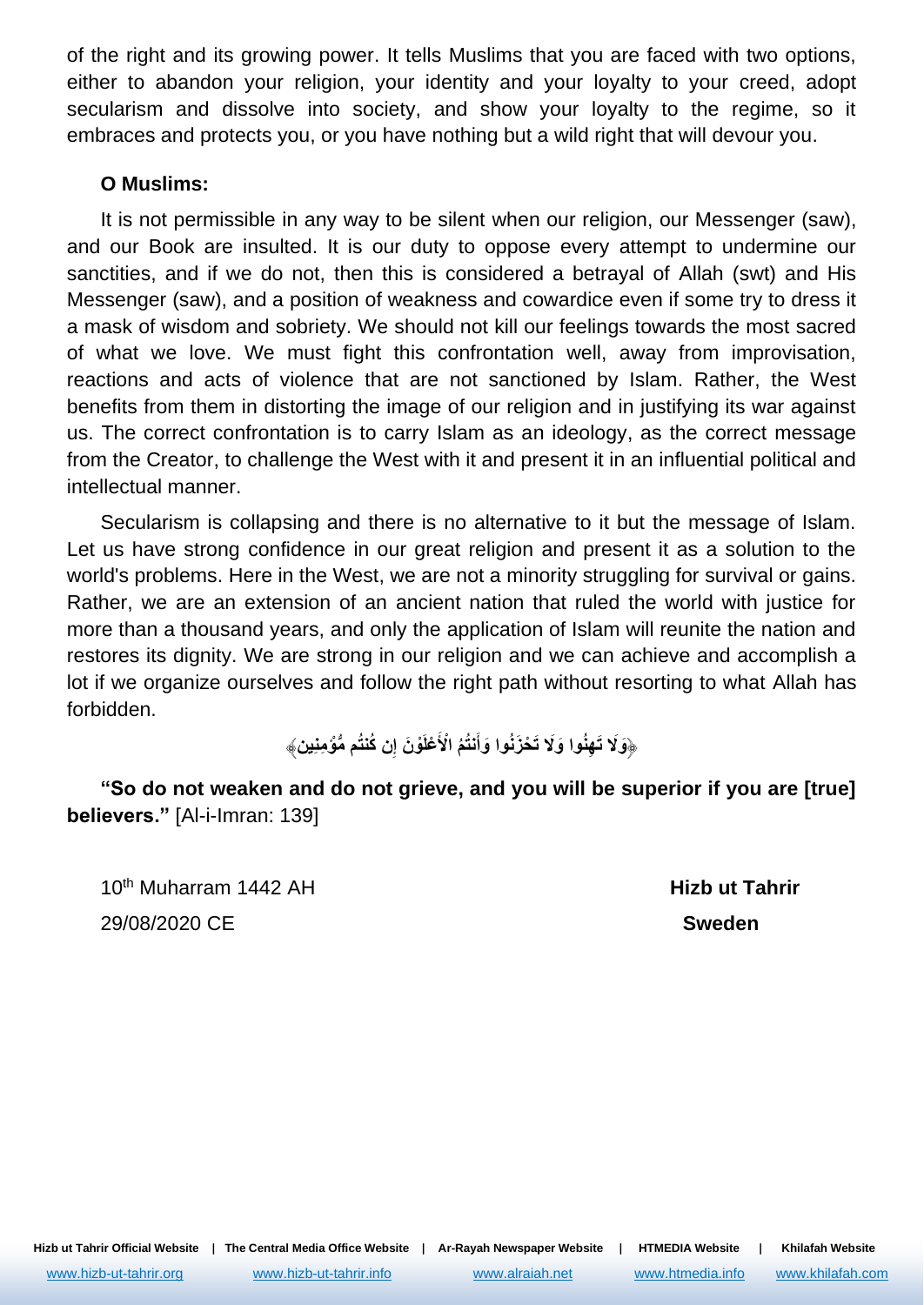of the right and its growing power. It tells Muslims that you are faced with two options, either to abandon your religion, your identity and your loyalty to your creed, adopt secularism and dissolve into society, and show your loyalty to the regime, so it embraces and protects you, or you have nothing but a wild right that will devour you.

**O Muslims:**

It is not permissible in any way to be silent when our religion, our Messenger (saw), and our Book are insulted. It is our duty to oppose every attempt to undermine our sanctities, and if we do not, then this is considered a betrayal of Allah (swt) and His Messenger (saw), and a position of weakness and cowardice even if some try to dress it a mask of wisdom and sobriety. We should not kill our feelings towards the most sacred of what we love. We must fight this confrontation well, away from improvisation, reactions and acts of violence that are not sanctioned by Islam. Rather, the West benefits from them in distorting the image of our religion and in justifying its war against us. The correct confrontation is to carry Islam as an ideology, as the correct message from the Creator, to challenge the West with it and present it in an influential political and intellectual manner.

Secularism is collapsing and there is no alternative to it but the message of Islam. Let us have strong confidence in our great religion and present it as a solution to the world's problems. Here in the West, we are not a minority struggling for survival or gains. Rather, we are an extension of an ancient nation that ruled the world with justice for more than a thousand years, and only the application of Islam will reunite the nation and restores its dignity. We are strong in our religion and we can achieve and accomplish a lot if we organize ourselves and follow the right path without resorting to what Allah has forbidden.

﴿وَلَا تَهِنُوا وَلَا تَحْزَنُوا وَأَنتُمُ الْأَعْلَوْنَ إِن كُنتُم مُّؤْمِنِينَ﴾

**"So do not weaken and do not grieve, and you will be superior if you are [true] believers."** [Al-i-Imran: 139]

10th Muharram 1442 AH
29/08/2020 CE

**Hizb ut Tahrir**
**Sweden**

**Hizb ut Tahrir Official Website** | **The Central Media Office Website** | **Ar-Rayah Newspaper Website** | **HTMEDIA Website** | **Khilafah Website**

www.hizb-ut-tahrir.org www.hizb-ut-tahrir.info www.alraiah.net www.htmedia.info www.khilafah.com